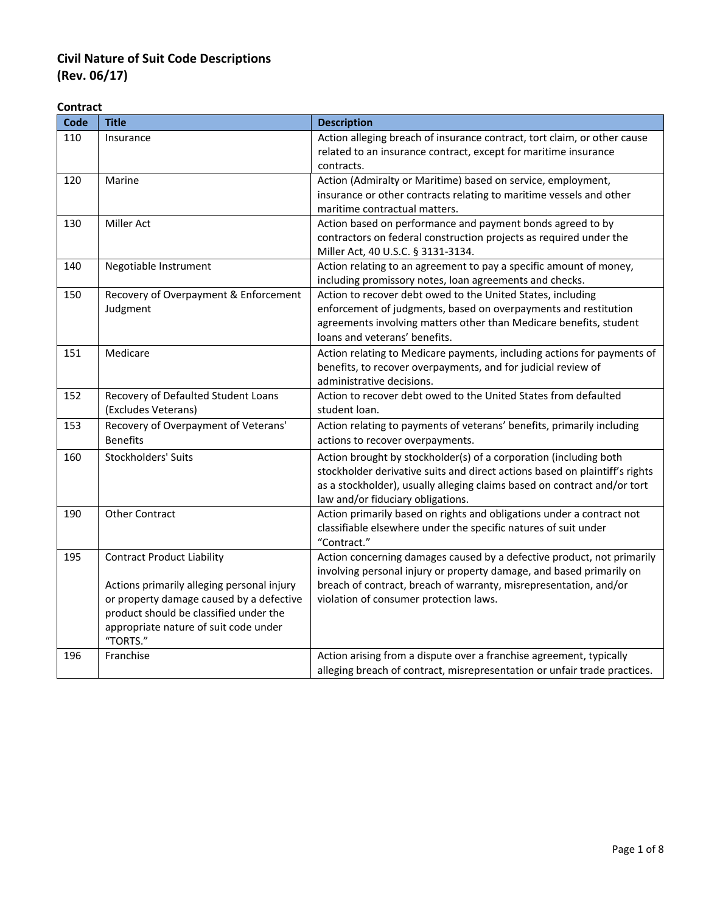# Civil Nature of Suit Code Descriptions
# (Rev. 06/17)

## Contract

| Code | Title | Description |
|---|---|---|
| 110 | Insurance | Action alleging breach of insurance contract, tort claim, or other cause related to an insurance contract, except for maritime insurance contracts. |
| 120 | Marine | Action (Admiralty or Maritime) based on service, employment, insurance or other contracts relating to maritime vessels and other maritime contractual matters. |
| 130 | Miller Act | Action based on performance and payment bonds agreed to by contractors on federal construction projects as required under the Miller Act, 40 U.S.C. § 3131-3134. |
| 140 | Negotiable Instrument | Action relating to an agreement to pay a specific amount of money, including promissory notes, loan agreements and checks. |
| 150 | Recovery of Overpayment & Enforcement Judgment | Action to recover debt owed to the United States, including enforcement of judgments, based on overpayments and restitution agreements involving matters other than Medicare benefits, student loans and veterans' benefits. |
| 151 | Medicare | Action relating to Medicare payments, including actions for payments of benefits, to recover overpayments, and for judicial review of administrative decisions. |
| 152 | Recovery of Defaulted Student Loans (Excludes Veterans) | Action to recover debt owed to the United States from defaulted student loan. |
| 153 | Recovery of Overpayment of Veterans' Benefits | Action relating to payments of veterans' benefits, primarily including actions to recover overpayments. |
| 160 | Stockholders' Suits | Action brought by stockholder(s) of a corporation (including both stockholder derivative suits and direct actions based on plaintiff's rights as a stockholder), usually alleging claims based on contract and/or tort law and/or fiduciary obligations. |
| 190 | Other Contract | Action primarily based on rights and obligations under a contract not classifiable elsewhere under the specific natures of suit under "Contract." |
| 195 | Contract Product Liability<br><br>Actions primarily alleging personal injury or property damage caused by a defective product should be classified under the appropriate nature of suit code under "TORTS." | Action concerning damages caused by a defective product, not primarily involving personal injury or property damage, and based primarily on breach of contract, breach of warranty, misrepresentation, and/or violation of consumer protection laws. |
| 196 | Franchise | Action arising from a dispute over a franchise agreement, typically alleging breach of contract, misrepresentation or unfair trade practices. |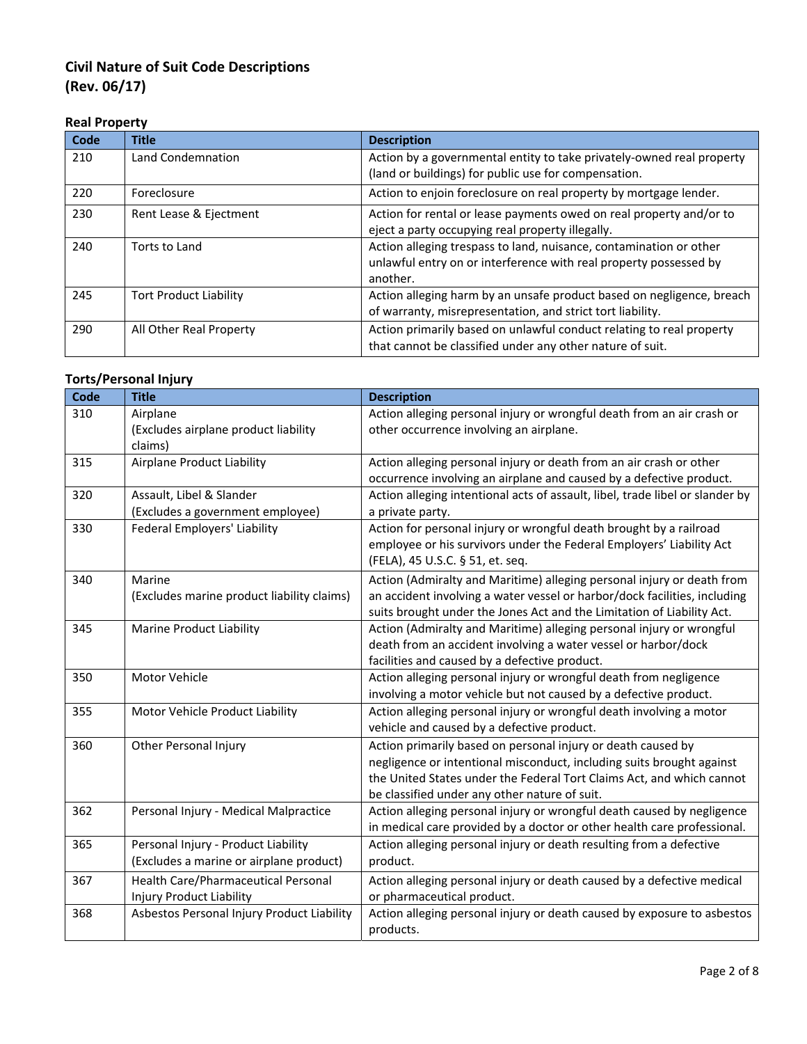# Civil Nature of Suit Code Descriptions
# (Rev. 06/17)

## Real Property

| Code | Title | Description |
|---|---|---|
| 210 | Land Condemnation | Action by a governmental entity to take privately-owned real property (land or buildings) for public use for compensation. |
| 220 | Foreclosure | Action to enjoin foreclosure on real property by mortgage lender. |
| 230 | Rent Lease & Ejectment | Action for rental or lease payments owed on real property and/or to eject a party occupying real property illegally. |
| 240 | Torts to Land | Action alleging trespass to land, nuisance, contamination or other unlawful entry on or interference with real property possessed by another. |
| 245 | Tort Product Liability | Action alleging harm by an unsafe product based on negligence, breach of warranty, misrepresentation, and strict tort liability. |
| 290 | All Other Real Property | Action primarily based on unlawful conduct relating to real property that cannot be classified under any other nature of suit. |

## Torts/Personal Injury

| Code | Title | Description |
|---|---|---|
| 310 | Airplane (Excludes airplane product liability claims) | Action alleging personal injury or wrongful death from an air crash or other occurrence involving an airplane. |
| 315 | Airplane Product Liability | Action alleging personal injury or death from an air crash or other occurrence involving an airplane and caused by a defective product. |
| 320 | Assault, Libel & Slander (Excludes a government employee) | Action alleging intentional acts of assault, libel, trade libel or slander by a private party. |
| 330 | Federal Employers' Liability | Action for personal injury or wrongful death brought by a railroad employee or his survivors under the Federal Employers' Liability Act (FELA), 45 U.S.C. § 51, et. seq. |
| 340 | Marine (Excludes marine product liability claims) | Action (Admiralty and Maritime) alleging personal injury or death from an accident involving a water vessel or harbor/dock facilities, including suits brought under the Jones Act and the Limitation of Liability Act. |
| 345 | Marine Product Liability | Action (Admiralty and Maritime) alleging personal injury or wrongful death from an accident involving a water vessel or harbor/dock facilities and caused by a defective product. |
| 350 | Motor Vehicle | Action alleging personal injury or wrongful death from negligence involving a motor vehicle but not caused by a defective product. |
| 355 | Motor Vehicle Product Liability | Action alleging personal injury or wrongful death involving a motor vehicle and caused by a defective product. |
| 360 | Other Personal Injury | Action primarily based on personal injury or death caused by negligence or intentional misconduct, including suits brought against the United States under the Federal Tort Claims Act, and which cannot be classified under any other nature of suit. |
| 362 | Personal Injury - Medical Malpractice | Action alleging personal injury or wrongful death caused by negligence in medical care provided by a doctor or other health care professional. |
| 365 | Personal Injury - Product Liability (Excludes a marine or airplane product) | Action alleging personal injury or death resulting from a defective product. |
| 367 | Health Care/Pharmaceutical Personal Injury Product Liability | Action alleging personal injury or death caused by a defective medical or pharmaceutical product. |
| 368 | Asbestos Personal Injury Product Liability | Action alleging personal injury or death caused by exposure to asbestos products. |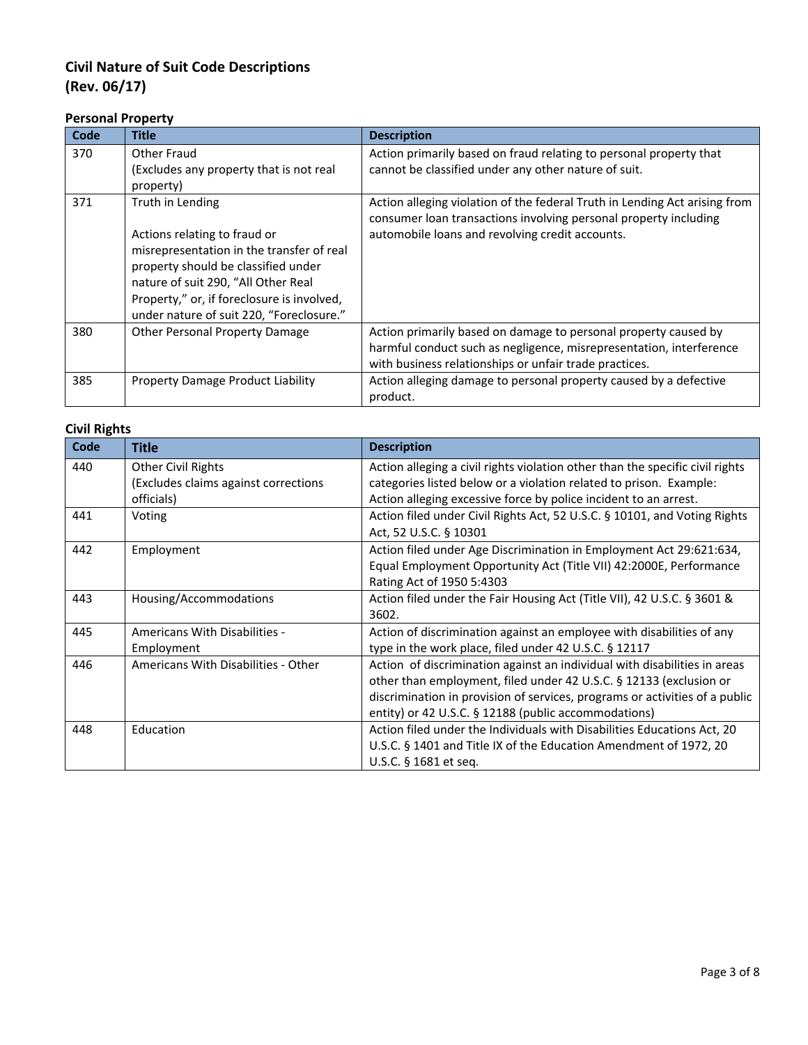## Civil Nature of Suit Code Descriptions
## (Rev. 06/17)

### Personal Property

| Code | Title | Description |
|---|---|---|
| 370 | Other Fraud<br>(Excludes any property that is not real property) | Action primarily based on fraud relating to personal property that cannot be classified under any other nature of suit. |
| 371 | Truth in Lending<br><br>Actions relating to fraud or misrepresentation in the transfer of real property should be classified under nature of suit 290, "All Other Real Property," or, if foreclosure is involved, under nature of suit 220, "Foreclosure." | Action alleging violation of the federal Truth in Lending Act arising from consumer loan transactions involving personal property including automobile loans and revolving credit accounts. |
| 380 | Other Personal Property Damage | Action primarily based on damage to personal property caused by harmful conduct such as negligence, misrepresentation, interference with business relationships or unfair trade practices. |
| 385 | Property Damage Product Liability | Action alleging damage to personal property caused by a defective product. |

### Civil Rights

| Code | Title | Description |
|---|---|---|
| 440 | Other Civil Rights<br>(Excludes claims against corrections officials) | Action alleging a civil rights violation other than the specific civil rights categories listed below or a violation related to prison. Example: Action alleging excessive force by police incident to an arrest. |
| 441 | Voting | Action filed under Civil Rights Act, 52 U.S.C. § 10101, and Voting Rights Act, 52 U.S.C. § 10301 |
| 442 | Employment | Action filed under Age Discrimination in Employment Act 29:621:634, Equal Employment Opportunity Act (Title VII) 42:2000E, Performance Rating Act of 1950 5:4303 |
| 443 | Housing/Accommodations | Action filed under the Fair Housing Act (Title VII), 42 U.S.C. § 3601 & 3602. |
| 445 | Americans With Disabilities - Employment | Action of discrimination against an employee with disabilities of any type in the work place, filed under 42 U.S.C. § 12117 |
| 446 | Americans With Disabilities - Other | Action of discrimination against an individual with disabilities in areas other than employment, filed under 42 U.S.C. § 12133 (exclusion or discrimination in provision of services, programs or activities of a public entity) or 42 U.S.C. § 12188 (public accommodations) |
| 448 | Education | Action filed under the Individuals with Disabilities Educations Act, 20 U.S.C. § 1401 and Title IX of the Education Amendment of 1972, 20 U.S.C. § 1681 et seq. |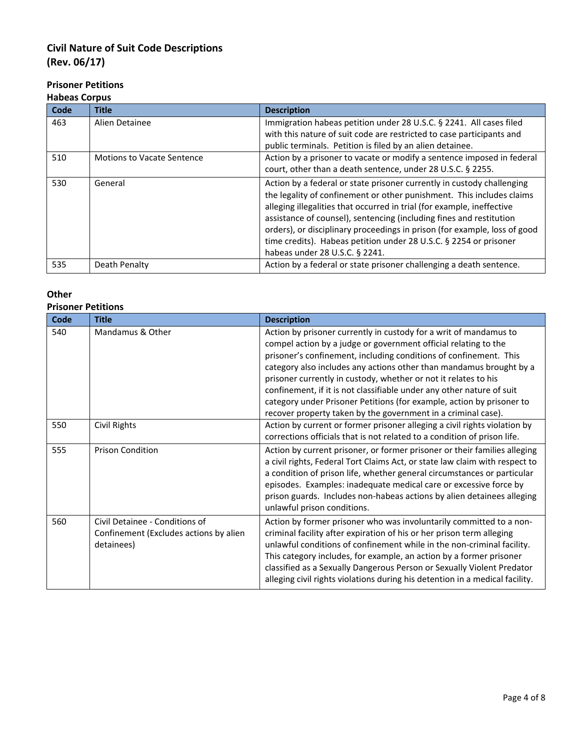## Civil Nature of Suit Code Descriptions
## (Rev. 06/17)

### Prisoner Petitions
### Habeas Corpus

| Code | Title | Description |
|---|---|---|
| 463 | Alien Detainee | Immigration habeas petition under 28 U.S.C. § 2241. All cases filed with this nature of suit code are restricted to case participants and public terminals. Petition is filed by an alien detainee. |
| 510 | Motions to Vacate Sentence | Action by a prisoner to vacate or modify a sentence imposed in federal court, other than a death sentence, under 28 U.S.C. § 2255. |
| 530 | General | Action by a federal or state prisoner currently in custody challenging the legality of confinement or other punishment. This includes claims alleging illegalities that occurred in trial (for example, ineffective assistance of counsel), sentencing (including fines and restitution orders), or disciplinary proceedings in prison (for example, loss of good time credits). Habeas petition under 28 U.S.C. § 2254 or prisoner habeas under 28 U.S.C. § 2241. |
| 535 | Death Penalty | Action by a federal or state prisoner challenging a death sentence. |

### Other
### Prisoner Petitions

| Code | Title | Description |
|---|---|---|
| 540 | Mandamus & Other | Action by prisoner currently in custody for a writ of mandamus to compel action by a judge or government official relating to the prisoner's confinement, including conditions of confinement. This category also includes any actions other than mandamus brought by a prisoner currently in custody, whether or not it relates to his confinement, if it is not classifiable under any other nature of suit category under Prisoner Petitions (for example, action by prisoner to recover property taken by the government in a criminal case). |
| 550 | Civil Rights | Action by current or former prisoner alleging a civil rights violation by corrections officials that is not related to a condition of prison life. |
| 555 | Prison Condition | Action by current prisoner, or former prisoner or their families alleging a civil rights, Federal Tort Claims Act, or state law claim with respect to a condition of prison life, whether general circumstances or particular episodes. Examples: inadequate medical care or excessive force by prison guards. Includes non-habeas actions by alien detainees alleging unlawful prison conditions. |
| 560 | Civil Detainee - Conditions of Confinement (Excludes actions by alien detainees) | Action by former prisoner who was involuntarily committed to a non-criminal facility after expiration of his or her prison term alleging unlawful conditions of confinement while in the non-criminal facility. This category includes, for example, an action by a former prisoner classified as a Sexually Dangerous Person or Sexually Violent Predator alleging civil rights violations during his detention in a medical facility. |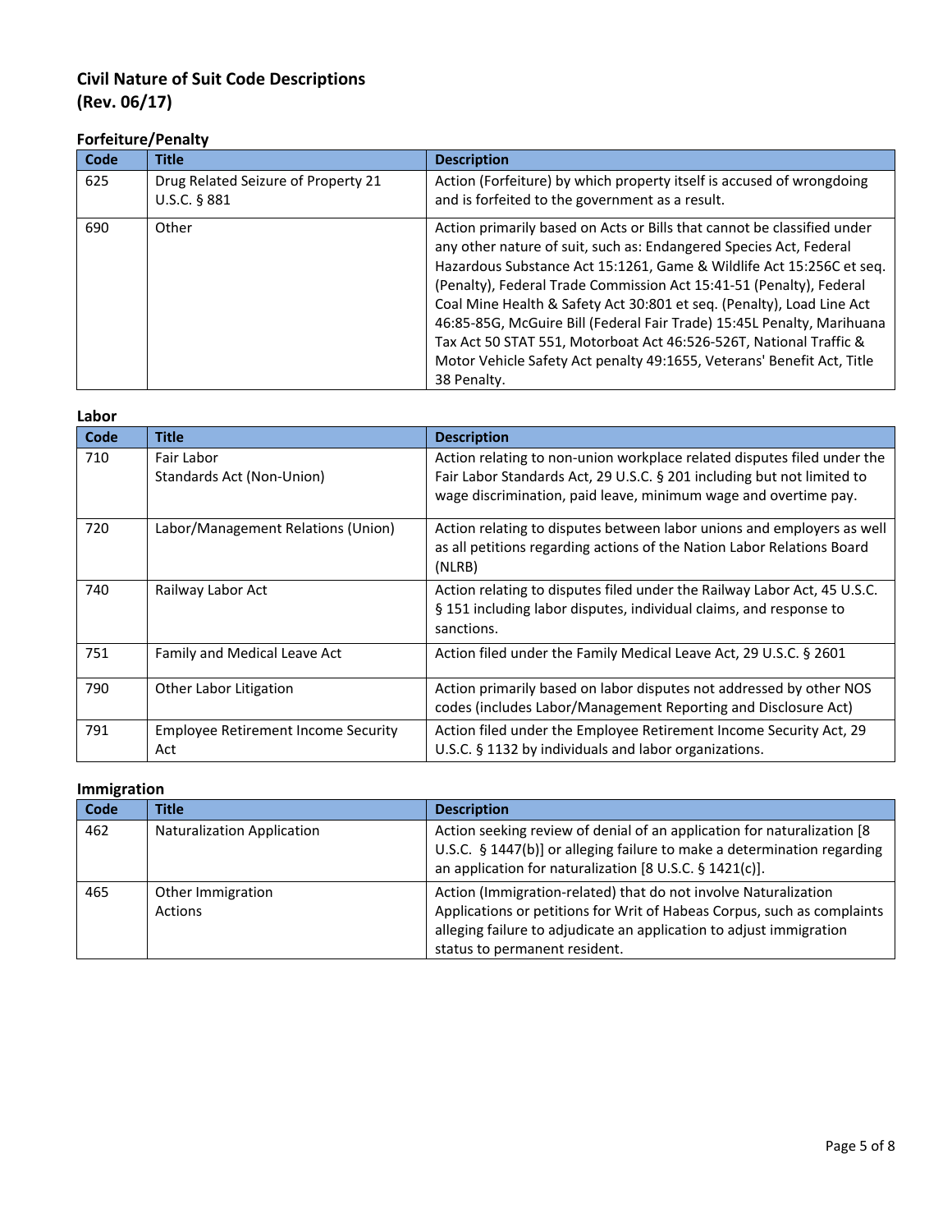## Civil Nature of Suit Code Descriptions
## (Rev. 06/17)

### Forfeiture/Penalty

| Code | Title | Description |
|---|---|---|
| 625 | Drug Related Seizure of Property 21 U.S.C. § 881 | Action (Forfeiture) by which property itself is accused of wrongdoing and is forfeited to the government as a result. |
| 690 | Other | Action primarily based on Acts or Bills that cannot be classified under any other nature of suit, such as: Endangered Species Act, Federal Hazardous Substance Act 15:1261, Game & Wildlife Act 15:256C et seq. (Penalty), Federal Trade Commission Act 15:41-51 (Penalty), Federal Coal Mine Health & Safety Act 30:801 et seq. (Penalty), Load Line Act 46:85-85G, McGuire Bill (Federal Fair Trade) 15:45L Penalty, Marihuana Tax Act 50 STAT 551, Motorboat Act 46:526-526T, National Traffic & Motor Vehicle Safety Act penalty 49:1655, Veterans' Benefit Act, Title 38 Penalty. |

### Labor

| Code | Title | Description |
|---|---|---|
| 710 | Fair Labor Standards Act (Non-Union) | Action relating to non-union workplace related disputes filed under the Fair Labor Standards Act, 29 U.S.C. § 201 including but not limited to wage discrimination, paid leave, minimum wage and overtime pay. |
| 720 | Labor/Management Relations (Union) | Action relating to disputes between labor unions and employers as well as all petitions regarding actions of the Nation Labor Relations Board (NLRB) |
| 740 | Railway Labor Act | Action relating to disputes filed under the Railway Labor Act, 45 U.S.C. § 151 including labor disputes, individual claims, and response to sanctions. |
| 751 | Family and Medical Leave Act | Action filed under the Family Medical Leave Act, 29 U.S.C. § 2601 |
| 790 | Other Labor Litigation | Action primarily based on labor disputes not addressed by other NOS codes (includes Labor/Management Reporting and Disclosure Act) |
| 791 | Employee Retirement Income Security Act | Action filed under the Employee Retirement Income Security Act, 29 U.S.C. § 1132 by individuals and labor organizations. |

### Immigration

| Code | Title | Description |
|---|---|---|
| 462 | Naturalization Application | Action seeking review of denial of an application for naturalization [8 U.S.C. § 1447(b)] or alleging failure to make a determination regarding an application for naturalization [8 U.S.C. § 1421(c)]. |
| 465 | Other Immigration Actions | Action (Immigration-related) that do not involve Naturalization Applications or petitions for Writ of Habeas Corpus, such as complaints alleging failure to adjudicate an application to adjust immigration status to permanent resident. |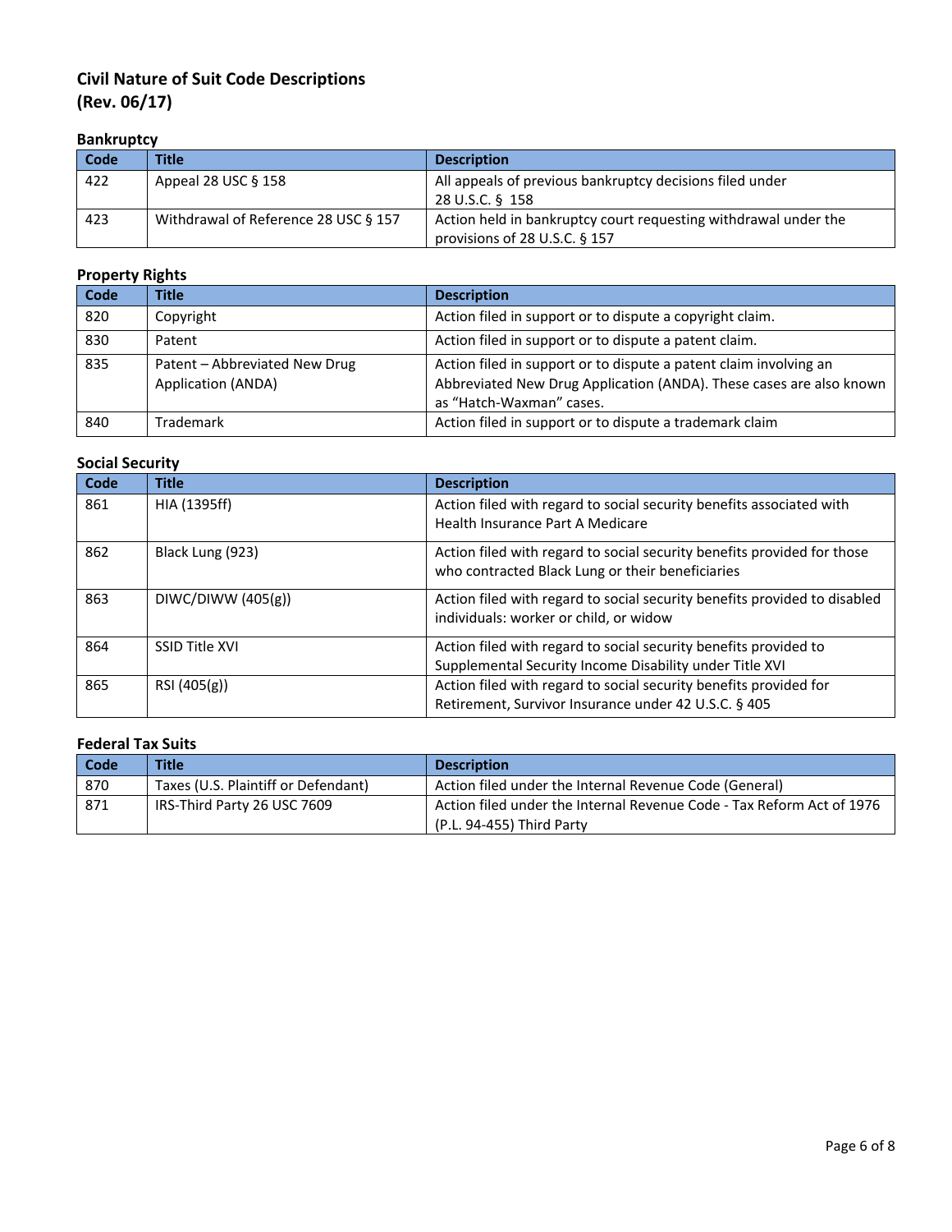## Civil Nature of Suit Code Descriptions
## (Rev. 06/17)

### Bankruptcy

| Code | Title | Description |
| --- | --- | --- |
| 422 | Appeal 28 USC § 158 | All appeals of previous bankruptcy decisions filed under 28 U.S.C. § 158 |
| 423 | Withdrawal of Reference 28 USC § 157 | Action held in bankruptcy court requesting withdrawal under the provisions of 28 U.S.C. § 157 |

### Property Rights

| Code | Title | Description |
| --- | --- | --- |
| 820 | Copyright | Action filed in support or to dispute a copyright claim. |
| 830 | Patent | Action filed in support or to dispute a patent claim. |
| 835 | Patent – Abbreviated New Drug Application (ANDA) | Action filed in support or to dispute a patent claim involving an Abbreviated New Drug Application (ANDA). These cases are also known as "Hatch-Waxman" cases. |
| 840 | Trademark | Action filed in support or to dispute a trademark claim |

### Social Security

| Code | Title | Description |
| --- | --- | --- |
| 861 | HIA (1395ff) | Action filed with regard to social security benefits associated with Health Insurance Part A Medicare |
| 862 | Black Lung (923) | Action filed with regard to social security benefits provided for those who contracted Black Lung or their beneficiaries |
| 863 | DIWC/DIWW (405(g)) | Action filed with regard to social security benefits provided to disabled individuals: worker or child, or widow |
| 864 | SSID Title XVI | Action filed with regard to social security benefits provided to Supplemental Security Income Disability under Title XVI |
| 865 | RSI (405(g)) | Action filed with regard to social security benefits provided for Retirement, Survivor Insurance under 42 U.S.C. § 405 |

### Federal Tax Suits

| Code | Title | Description |
| --- | --- | --- |
| 870 | Taxes (U.S. Plaintiff or Defendant) | Action filed under the Internal Revenue Code (General) |
| 871 | IRS-Third Party 26 USC 7609 | Action filed under the Internal Revenue Code - Tax Reform Act of 1976 (P.L. 94-455) Third Party |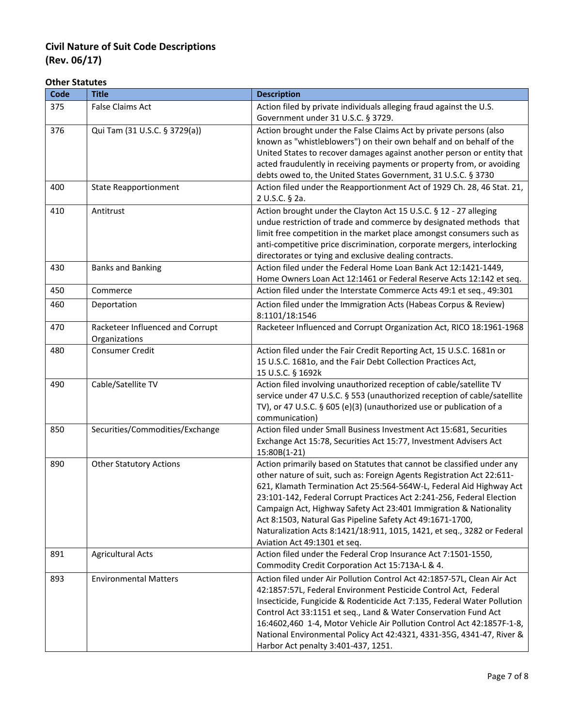## Civil Nature of Suit Code Descriptions
## (Rev. 06/17)

### Other Statutes

| Code | Title | Description |
|---|---|---|
| 375 | False Claims Act | Action filed by private individuals alleging fraud against the U.S. Government under 31 U.S.C. § 3729. |
| 376 | Qui Tam (31 U.S.C. § 3729(a)) | Action brought under the False Claims Act by private persons (also known as "whistleblowers") on their own behalf and on behalf of the United States to recover damages against another person or entity that acted fraudulently in receiving payments or property from, or avoiding debts owed to, the United States Government, 31 U.S.C. § 3730 |
| 400 | State Reapportionment | Action filed under the Reapportionment Act of 1929 Ch. 28, 46 Stat. 21, 2 U.S.C. § 2a. |
| 410 | Antitrust | Action brought under the Clayton Act 15 U.S.C. § 12 - 27 alleging undue restriction of trade and commerce by designated methods that limit free competition in the market place amongst consumers such as anti-competitive price discrimination, corporate mergers, interlocking directorates or tying and exclusive dealing contracts. |
| 430 | Banks and Banking | Action filed under the Federal Home Loan Bank Act 12:1421-1449, Home Owners Loan Act 12:1461 or Federal Reserve Acts 12:142 et seq. |
| 450 | Commerce | Action filed under the Interstate Commerce Acts 49:1 et seq., 49:301 |
| 460 | Deportation | Action filed under the Immigration Acts (Habeas Corpus & Review) 8:1101/18:1546 |
| 470 | Racketeer Influenced and Corrupt Organizations | Racketeer Influenced and Corrupt Organization Act, RICO 18:1961-1968 |
| 480 | Consumer Credit | Action filed under the Fair Credit Reporting Act, 15 U.S.C. 1681n or 15 U.S.C. 1681o, and the Fair Debt Collection Practices Act, 15 U.S.C. § 1692k |
| 490 | Cable/Satellite TV | Action filed involving unauthorized reception of cable/satellite TV service under 47 U.S.C. § 553 (unauthorized reception of cable/satellite TV), or 47 U.S.C. § 605 (e)(3) (unauthorized use or publication of a communication) |
| 850 | Securities/Commodities/Exchange | Action filed under Small Business Investment Act 15:681, Securities Exchange Act 15:78, Securities Act 15:77, Investment Advisers Act 15:80B(1-21) |
| 890 | Other Statutory Actions | Action primarily based on Statutes that cannot be classified under any other nature of suit, such as: Foreign Agents Registration Act 22:611-621, Klamath Termination Act 25:564-564W-L, Federal Aid Highway Act 23:101-142, Federal Corrupt Practices Act 2:241-256, Federal Election Campaign Act, Highway Safety Act 23:401 Immigration & Nationality Act 8:1503, Natural Gas Pipeline Safety Act 49:1671-1700, Naturalization Acts 8:1421/18:911, 1015, 1421, et seq., 3282 or Federal Aviation Act 49:1301 et seq. |
| 891 | Agricultural Acts | Action filed under the Federal Crop Insurance Act 7:1501-1550, Commodity Credit Corporation Act 15:713A-L & 4. |
| 893 | Environmental Matters | Action filed under Air Pollution Control Act 42:1857-57L, Clean Air Act 42:1857:57L, Federal Environment Pesticide Control Act, Federal Insecticide, Fungicide & Rodenticide Act 7:135, Federal Water Pollution Control Act 33:1151 et seq., Land & Water Conservation Fund Act 16:4602,460 1-4, Motor Vehicle Air Pollution Control Act 42:1857F-1-8, National Environmental Policy Act 42:4321, 4331-35G, 4341-47, River & Harbor Act penalty 3:401-437, 1251. |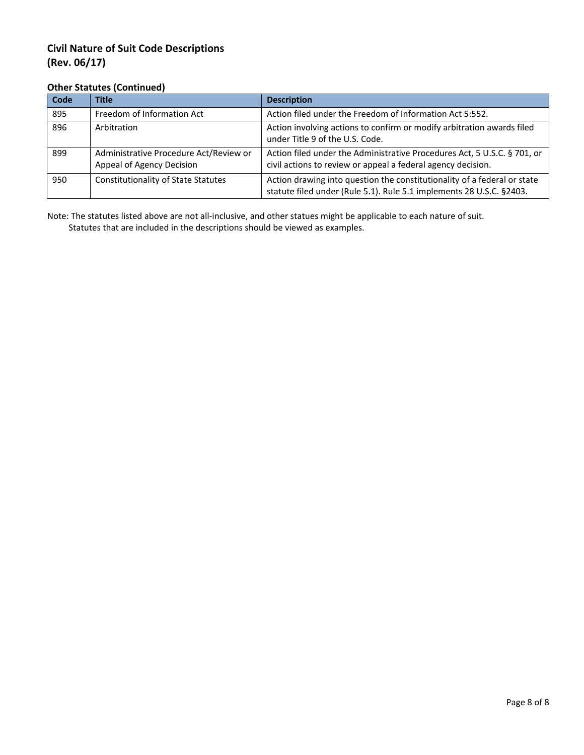## Civil Nature of Suit Code Descriptions
## (Rev. 06/17)

### Other Statutes (Continued)

| Code | Title | Description |
|---|---|---|
| 895 | Freedom of Information Act | Action filed under the Freedom of Information Act 5:552. |
| 896 | Arbitration | Action involving actions to confirm or modify arbitration awards filed under Title 9 of the U.S. Code. |
| 899 | Administrative Procedure Act/Review or Appeal of Agency Decision | Action filed under the Administrative Procedures Act, 5 U.S.C. § 701, or civil actions to review or appeal a federal agency decision. |
| 950 | Constitutionality of State Statutes | Action drawing into question the constitutionality of a federal or state statute filed under (Rule 5.1). Rule 5.1 implements 28 U.S.C. §2403. |

Note: The statutes listed above are not all-inclusive, and other statues might be applicable to each nature of suit.
Statutes that are included in the descriptions should be viewed as examples.